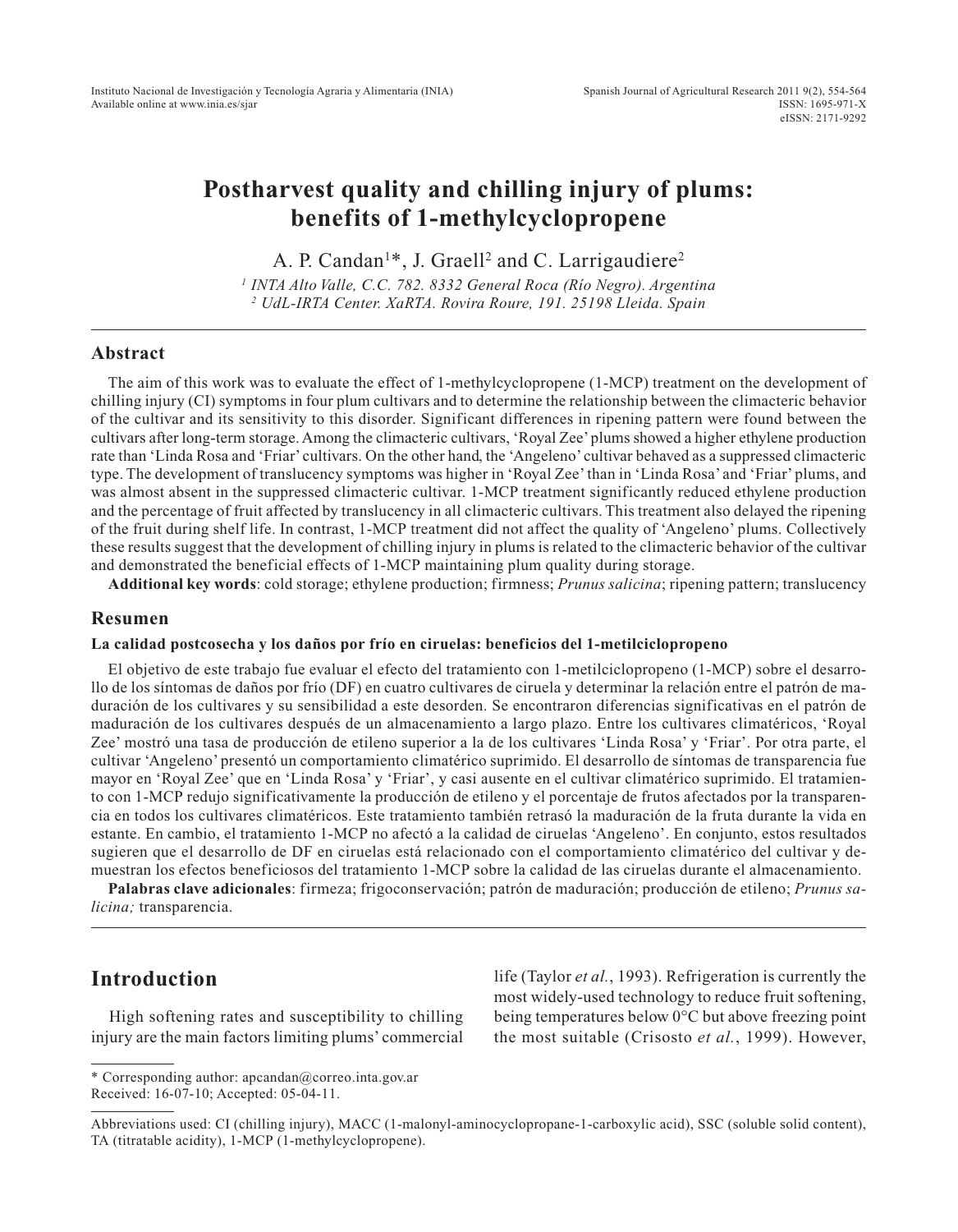# Postharvest quality and chilling injury of plums: benefits of 1-methylcyclopropene

A. P. Candan[1]*, J. Graell[2] and C. Larrigaudiere[2]

[1] *INTA Alto Valle, C.C. 782. 8332 General Roca (Río Negro). Argentina*
[2] *UdL-IRTA Center. XaRTA. Rovira Roure, 191. 25198 Lleida. Spain*

## Abstract

The aim of this work was to evaluate the effect of 1-methylcyclopropene (1-MCP) treatment on the development of chilling injury (CI) symptoms in four plum cultivars and to determine the relationship between the climacteric behavior of the cultivar and its sensitivity to this disorder. Significant differences in ripening pattern were found between the cultivars after long-term storage. Among the climacteric cultivars, 'Royal Zee' plums showed a higher ethylene production rate than 'Linda Rosa and 'Friar' cultivars. On the other hand, the 'Angeleno' cultivar behaved as a suppressed climacteric type. The development of translucency symptoms was higher in 'Royal Zee' than in 'Linda Rosa' and 'Friar' plums, and was almost absent in the suppressed climacteric cultivar. 1-MCP treatment significantly reduced ethylene production and the percentage of fruit affected by translucency in all climacteric cultivars. This treatment also delayed the ripening of the fruit during shelf life. In contrast, 1-MCP treatment did not affect the quality of 'Angeleno' plums. Collectively these results suggest that the development of chilling injury in plums is related to the climacteric behavior of the cultivar and demonstrated the beneficial effects of 1-MCP maintaining plum quality during storage.

**Additional key words**: cold storage; ethylene production; firmness; *Prunus salicina*; ripening pattern; translucency

## Resumen

### La calidad postcosecha y los daños por frío en ciruelas: beneficios del 1-metilciclopropeno

El objetivo de este trabajo fue evaluar el efecto del tratamiento con 1-metilciclopropeno (1-MCP) sobre el desarrollo de los síntomas de daños por frío (DF) en cuatro cultivares de ciruela y determinar la relación entre el patrón de maduración de los cultivares y su sensibilidad a este desorden. Se encontraron diferencias significativas en el patrón de maduración de los cultivares después de un almacenamiento a largo plazo. Entre los cultivares climatéricos, 'Royal Zee' mostró una tasa de producción de etileno superior a la de los cultivares 'Linda Rosa' y 'Friar'. Por otra parte, el cultivar 'Angeleno' presentó un comportamiento climatérico suprimido. El desarrollo de síntomas de transparencia fue mayor en 'Royal Zee' que en 'Linda Rosa' y 'Friar', y casi ausente en el cultivar climatérico suprimido. El tratamiento con 1-MCP redujo significativamente la producción de etileno y el porcentaje de frutos afectados por la transparencia en todos los cultivares climatéricos. Este tratamiento también retrasó la maduración de la fruta durante la vida en estante. En cambio, el tratamiento 1-MCP no afectó a la calidad de ciruelas 'Angeleno'. En conjunto, estos resultados sugieren que el desarrollo de DF en ciruelas está relacionado con el comportamiento climatérico del cultivar y demuestran los efectos beneficiosos del tratamiento 1-MCP sobre la calidad de las ciruelas durante el almacenamiento.

**Palabras clave adicionales**: firmeza; frigoconservación; patrón de maduración; producción de etileno; *Prunus salicina;* transparencia.

## Introduction

High softening rates and susceptibility to chilling injury are the main factors limiting plums' commercial life (Taylor *et al.*, 1993). Refrigeration is currently the most widely-used technology to reduce fruit softening, being temperatures below 0°C but above freezing point the most suitable (Crisosto *et al.*, 1999). However,

\* Corresponding author: apcandan@correo.inta.gov.ar
Received: 16-07-10; Accepted: 05-04-11.

Abbreviations used: CI (chilling injury), MACC (1-malonyl-aminocyclopropane-1-carboxylic acid), SSC (soluble solid content), TA (titratable acidity), 1-MCP (1-methylcyclopropene).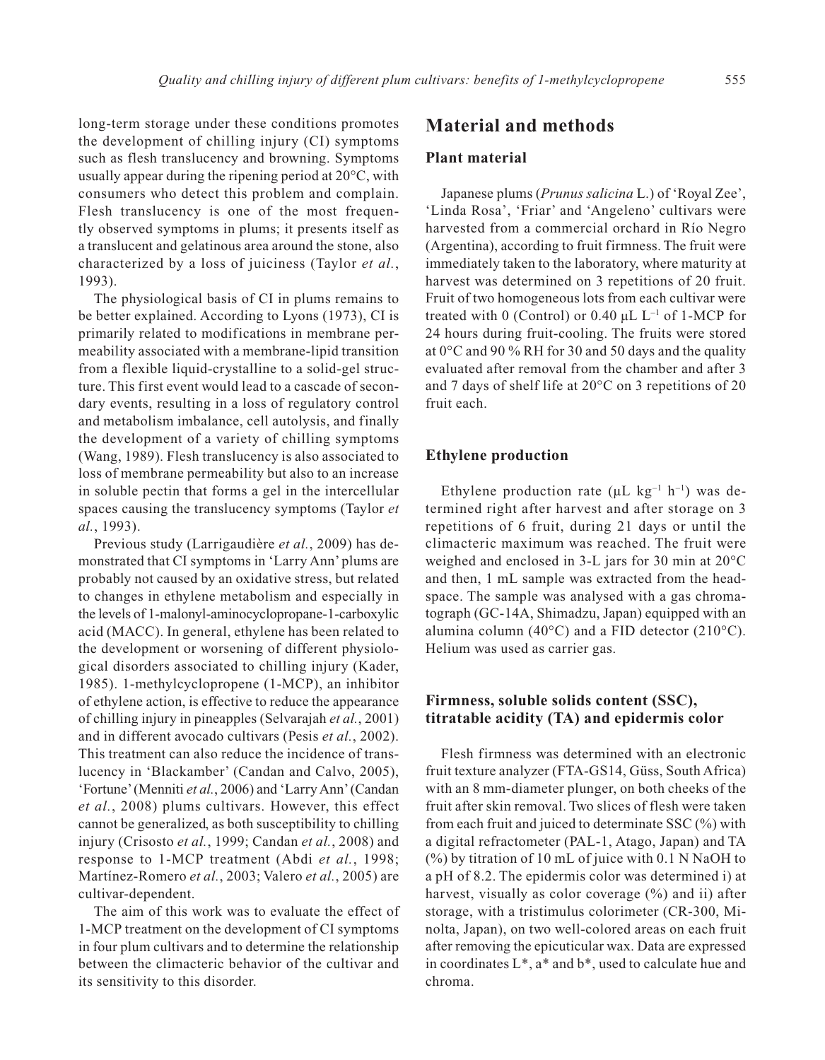long-term storage under these conditions promotes the development of chilling injury (CI) symptoms such as flesh translucency and browning. Symptoms usually appear during the ripening period at 20°C, with consumers who detect this problem and complain. Flesh translucency is one of the most frequently observed symptoms in plums; it presents itself as a translucent and gelatinous area around the stone, also characterized by a loss of juiciness (Taylor *et al.*, 1993).

The physiological basis of CI in plums remains to be better explained. According to Lyons (1973), CI is primarily related to modifications in membrane permeability associated with a membrane-lipid transition from a flexible liquid-crystalline to a solid-gel structure. This first event would lead to a cascade of secondary events, resulting in a loss of regulatory control and metabolism imbalance, cell autolysis, and finally the development of a variety of chilling symptoms (Wang, 1989). Flesh translucency is also associated to loss of membrane permeability but also to an increase in soluble pectin that forms a gel in the intercellular spaces causing the translucency symptoms (Taylor *et al.*, 1993).

Previous study (Larrigaudière *et al.*, 2009) has demonstrated that CI symptoms in 'Larry Ann' plums are probably not caused by an oxidative stress, but related to changes in ethylene metabolism and especially in the levels of 1-malonyl-aminocyclopropane-1-carboxylic acid (MACC). In general, ethylene has been related to the development or worsening of different physiological disorders associated to chilling injury (Kader, 1985). 1-methylcyclopropene (1-MCP), an inhibitor of ethylene action, is effective to reduce the appearance of chilling injury in pineapples (Selvarajah *et al.*, 2001) and in different avocado cultivars (Pesis *et al.*, 2002). This treatment can also reduce the incidence of translucency in 'Blackamber' (Candan and Calvo, 2005), 'Fortune' (Menniti *et al.*, 2006) and 'Larry Ann' (Candan *et al.*, 2008) plums cultivars. However, this effect cannot be generalized, as both susceptibility to chilling injury (Crisosto *et al.*, 1999; Candan *et al.*, 2008) and response to 1-MCP treatment (Abdi *et al.*, 1998; Martínez-Romero *et al.*, 2003; Valero *et al.*, 2005) are cultivar-dependent.

The aim of this work was to evaluate the effect of 1-MCP treatment on the development of CI symptoms in four plum cultivars and to determine the relationship between the climacteric behavior of the cultivar and its sensitivity to this disorder.

## Material and methods

### Plant material

Japanese plums (*Prunus salicina* L.) of 'Royal Zee', 'Linda Rosa', 'Friar' and 'Angeleno' cultivars were harvested from a commercial orchard in Río Negro (Argentina), according to fruit firmness. The fruit were immediately taken to the laboratory, where maturity at harvest was determined on 3 repetitions of 20 fruit. Fruit of two homogeneous lots from each cultivar were treated with 0 (Control) or 0.40 μL $L^{-1}$ of 1-MCP for 24 hours during fruit-cooling. The fruits were stored at 0°C and 90 % RH for 30 and 50 days and the quality evaluated after removal from the chamber and after 3 and 7 days of shelf life at 20°C on 3 repetitions of 20 fruit each.

### Ethylene production

Ethylene production rate (μL $kg^{-1}$ $h^{-1}$) was determined right after harvest and after storage on 3 repetitions of 6 fruit, during 21 days or until the climacteric maximum was reached. The fruit were weighed and enclosed in 3-L jars for 30 min at 20°C and then, 1 mL sample was extracted from the headspace. The sample was analysed with a gas chromatograph (GC-14A, Shimadzu, Japan) equipped with an alumina column (40°C) and a FID detector (210°C). Helium was used as carrier gas.

### Firmness, soluble solids content (SSC), titratable acidity (TA) and epidermis color

Flesh firmness was determined with an electronic fruit texture analyzer (FTA-GS14, Güss, South Africa) with an 8 mm-diameter plunger, on both cheeks of the fruit after skin removal. Two slices of flesh were taken from each fruit and juiced to determinate SSC (%) with a digital refractometer (PAL-1, Atago, Japan) and TA (%) by titration of 10 mL of juice with 0.1 N NaOH to a pH of 8.2. The epidermis color was determined i) at harvest, visually as color coverage (%) and ii) after storage, with a tristimulus colorimeter (CR-300, Minolta, Japan), on two well-colored areas on each fruit after removing the epicuticular wax. Data are expressed in coordinates L*, a* and b*, used to calculate hue and chroma.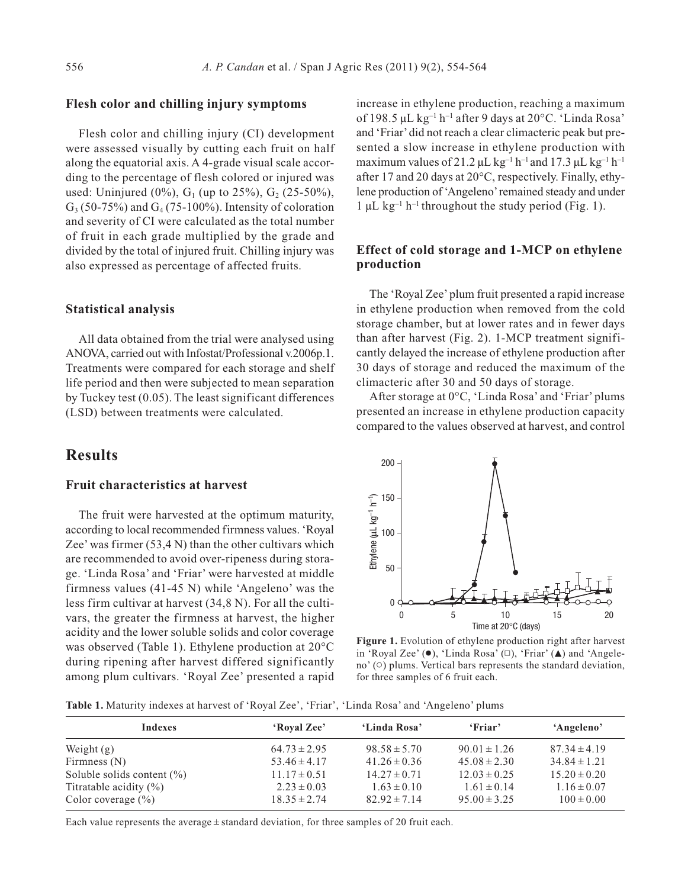### Flesh color and chilling injury symptoms

Flesh color and chilling injury (CI) development were assessed visually by cutting each fruit on half along the equatorial axis. A 4-grade visual scale according to the percentage of flesh colored or injured was used: Uninjured (0%), $G_1$ (up to 25%), $G_2$ (25-50%), $G_3$ (50-75%) and $G_4$ (75-100%). Intensity of coloration and severity of CI were calculated as the total number of fruit in each grade multiplied by the grade and divided by the total of injured fruit. Chilling injury was also expressed as percentage of affected fruits.

### Statistical analysis

All data obtained from the trial were analysed using ANOVA, carried out with Infostat/Professional v.2006p.1. Treatments were compared for each storage and shelf life period and then were subjected to mean separation by Tuckey test (0.05). The least significant differences (LSD) between treatments were calculated.

## Results

### Fruit characteristics at harvest

The fruit were harvested at the optimum maturity, according to local recommended firmness values. 'Royal Zee' was firmer (53,4 N) than the other cultivars which are recommended to avoid over-ripeness during storage. 'Linda Rosa' and 'Friar' were harvested at middle firmness values (41-45 N) while 'Angeleno' was the less firm cultivar at harvest (34,8 N). For all the cultivars, the greater the firmness at harvest, the higher acidity and the lower soluble solids and color coverage was observed (Table 1). Ethylene production at 20°C during ripening after harvest differed significantly among plum cultivars. 'Royal Zee' presented a rapid increase in ethylene production, reaching a maximum of 198.5 µL $kg^{-1}$ $h^{-1}$ after 9 days at 20°C. 'Linda Rosa' and 'Friar' did not reach a clear climacteric peak but presented a slow increase in ethylene production with maximum values of 21.2 µL $kg^{-1}$ $h^{-1}$ and 17.3 µL $kg^{-1}$ $h^{-1}$ after 17 and 20 days at 20°C, respectively. Finally, ethylene production of 'Angeleno' remained steady and under 1 µL $kg^{-1}$ $h^{-1}$ throughout the study period (Fig. 1).

### Effect of cold storage and 1-MCP on ethylene production

The 'Royal Zee' plum fruit presented a rapid increase in ethylene production when removed from the cold storage chamber, but at lower rates and in fewer days than after harvest (Fig. 2). 1-MCP treatment significantly delayed the increase of ethylene production after 30 days of storage and reduced the maximum of the climacteric after 30 and 50 days of storage.

After storage at 0°C, 'Linda Rosa' and 'Friar' plums presented an increase in ethylene production capacity compared to the values observed at harvest, and control

**Figure 1.** Evolution of ethylene production right after harvest in 'Royal Zee' (●), 'Linda Rosa' (□), 'Friar' (▲) and 'Angeleno' (○) plums. Vertical bars represents the standard deviation, for three samples of 6 fruit each.

**Table 1.** Maturity indexes at harvest of 'Royal Zee', 'Friar', 'Linda Rosa' and 'Angeleno' plums

| Indexes | 'Royal Zee' | 'Linda Rosa' | 'Friar' | 'Angeleno' |
|---|---|---|---|---|
| Weight (g) | 64.73 ± 2.95 | 98.58 ± 5.70 | 90.01 ± 1.26 | 87.34 ± 4.19 |
| Firmness (N) | 53.46 ± 4.17 | 41.26 ± 0.36 | 45.08 ± 2.30 | 34.84 ± 1.21 |
| Soluble solids content (%) | 11.17 ± 0.51 | 14.27 ± 0.71 | 12.03 ± 0.25 | 15.20 ± 0.20 |
| Titratable acidity (%) | 2.23 ± 0.03 | 1.63 ± 0.10 | 1.61 ± 0.14 | 1.16 ± 0.07 |
| Color coverage (%) | 18.35 ± 2.74 | 82.92 ± 7.14 | 95.00 ± 3.25 | 100 ± 0.00 |

Each value represents the average ± standard deviation, for three samples of 20 fruit each.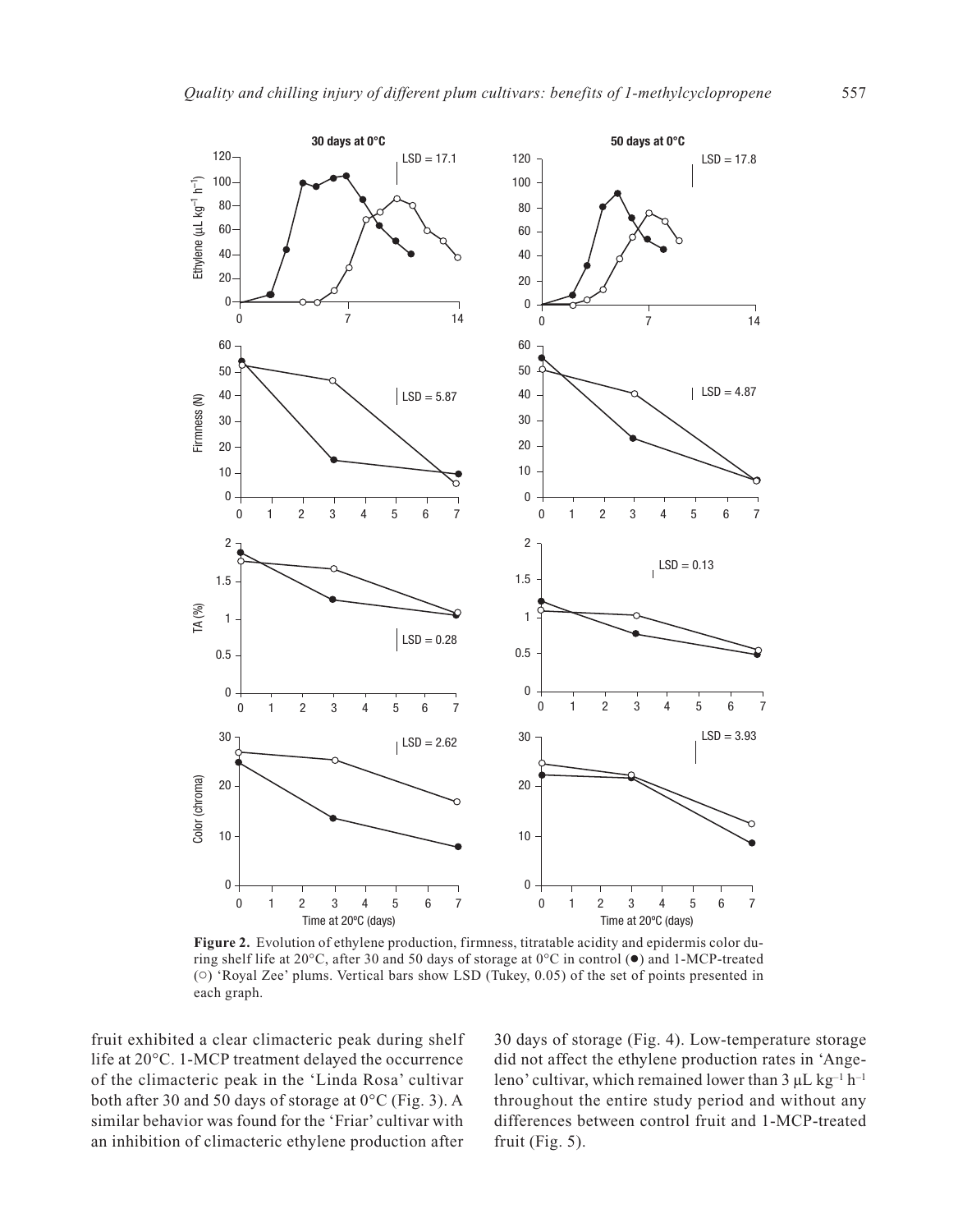**Figure 2.** Evolution of ethylene production, firmness, titratable acidity and epidermis color during shelf life at 20°C, after 30 and 50 days of storage at 0°C in control (●) and 1-MCP-treated (○) 'Royal Zee' plums. Vertical bars show LSD (Tukey, 0.05) of the set of points presented in each graph.

fruit exhibited a clear climacteric peak during shelf life at 20°C. 1-MCP treatment delayed the occurrence of the climacteric peak in the 'Linda Rosa' cultivar both after 30 and 50 days of storage at 0°C (Fig. 3). A similar behavior was found for the 'Friar' cultivar with an inhibition of climacteric ethylene production after 30 days of storage (Fig. 4). Low-temperature storage did not affect the ethylene production rates in 'Angeleno' cultivar, which remained lower than 3 μL $kg^{-1}$ $h^{-1}$ throughout the entire study period and without any differences between control fruit and 1-MCP-treated fruit (Fig. 5).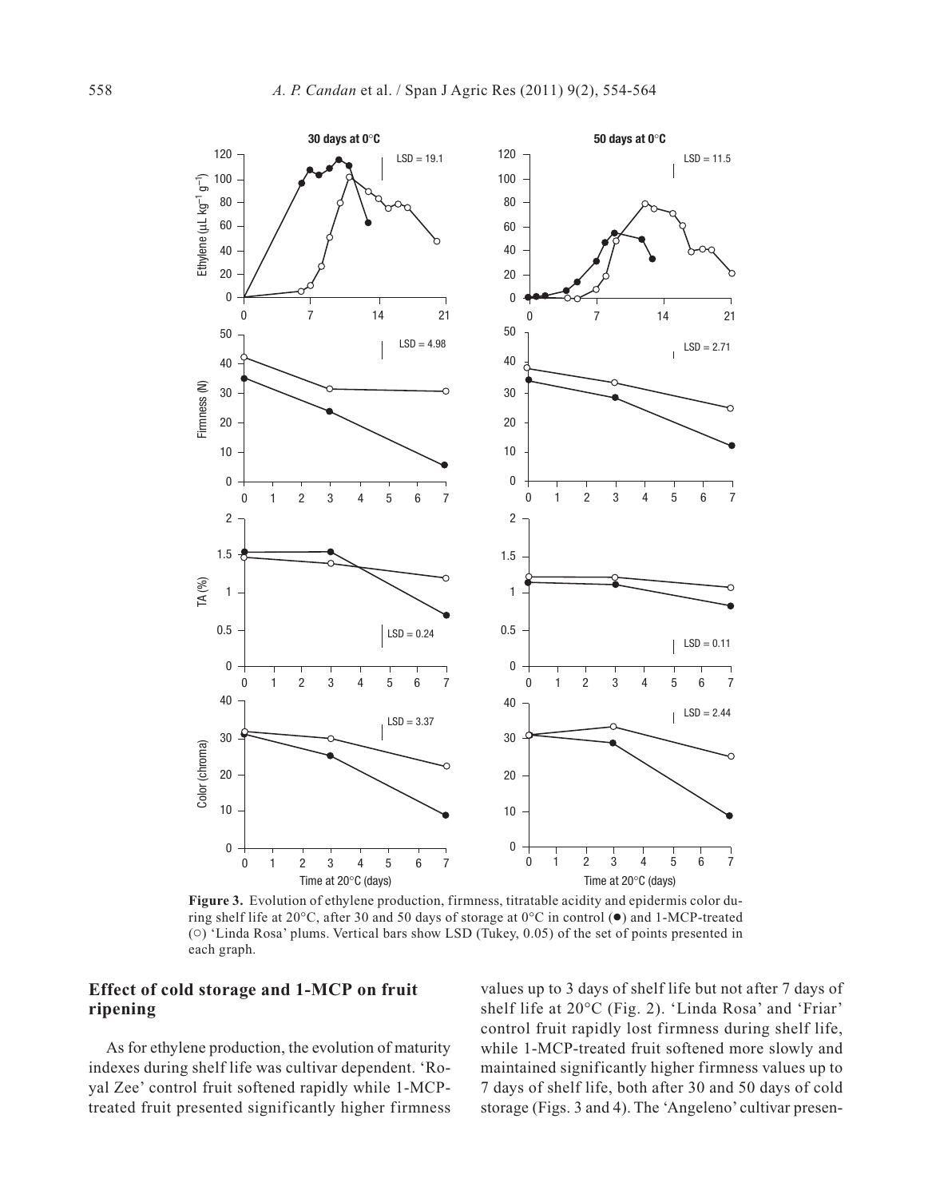**Figure 3.** Evolution of ethylene production, firmness, titratable acidity and epidermis color during shelf life at 20°C, after 30 and 50 days of storage at 0°C in control (●) and 1-MCP-treated (○) 'Linda Rosa' plums. Vertical bars show LSD (Tukey, 0.05) of the set of points presented in each graph.

## Effect of cold storage and 1-MCP on fruit ripening

As for ethylene production, the evolution of maturity indexes during shelf life was cultivar dependent. 'Royal Zee' control fruit softened rapidly while 1-MCP-treated fruit presented significantly higher firmness values up to 3 days of shelf life but not after 7 days of shelf life at 20°C (Fig. 2). 'Linda Rosa' and 'Friar' control fruit rapidly lost firmness during shelf life, while 1-MCP-treated fruit softened more slowly and maintained significantly higher firmness values up to 7 days of shelf life, both after 30 and 50 days of cold storage (Figs. 3 and 4). The 'Angeleno' cultivar presen-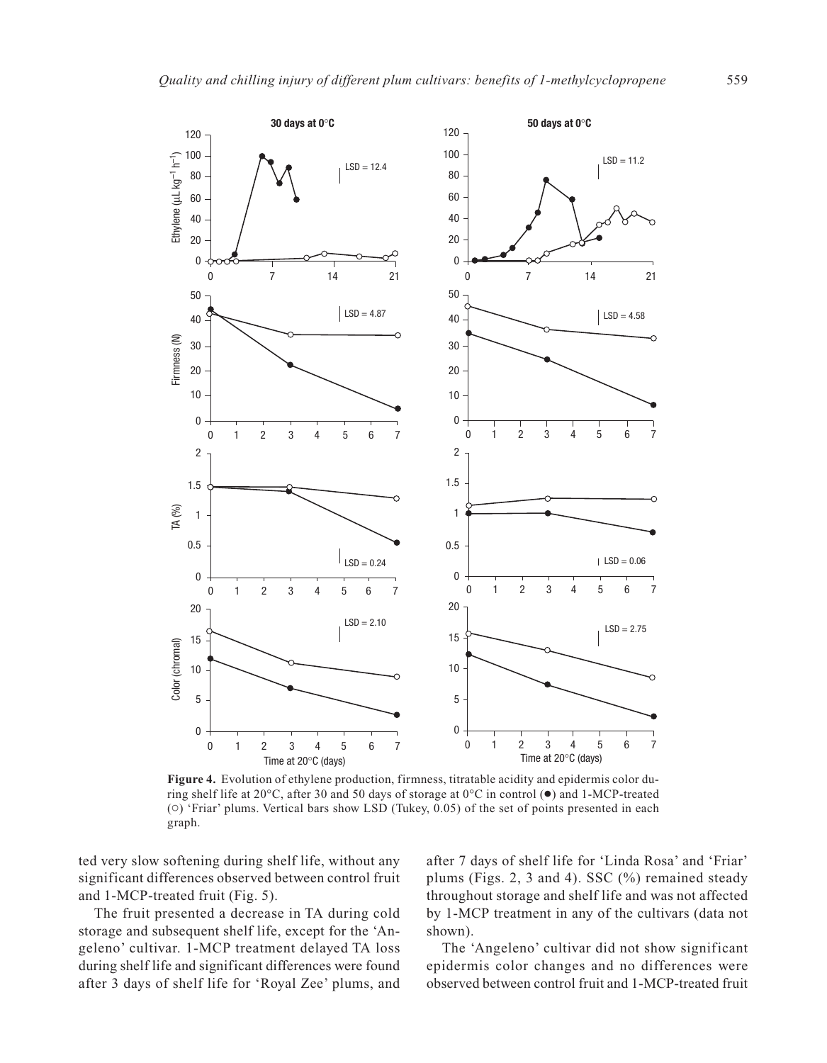**Figure 4.** Evolution of ethylene production, firmness, titratable acidity and epidermis color during shelf life at 20°C, after 30 and 50 days of storage at 0°C in control (●) and 1-MCP-treated (○) 'Friar' plums. Vertical bars show LSD (Tukey, 0.05) of the set of points presented in each graph.

ted very slow softening during shelf life, without any significant differences observed between control fruit and 1-MCP-treated fruit (Fig. 5).

The fruit presented a decrease in TA during cold storage and subsequent shelf life, except for the 'Angeleno' cultivar. 1-MCP treatment delayed TA loss during shelf life and significant differences were found after 3 days of shelf life for 'Royal Zee' plums, and after 7 days of shelf life for 'Linda Rosa' and 'Friar' plums (Figs. 2, 3 and 4). SSC (%) remained steady throughout storage and shelf life and was not affected by 1-MCP treatment in any of the cultivars (data not shown).

The 'Angeleno' cultivar did not show significant epidermis color changes and no differences were observed between control fruit and 1-MCP-treated fruit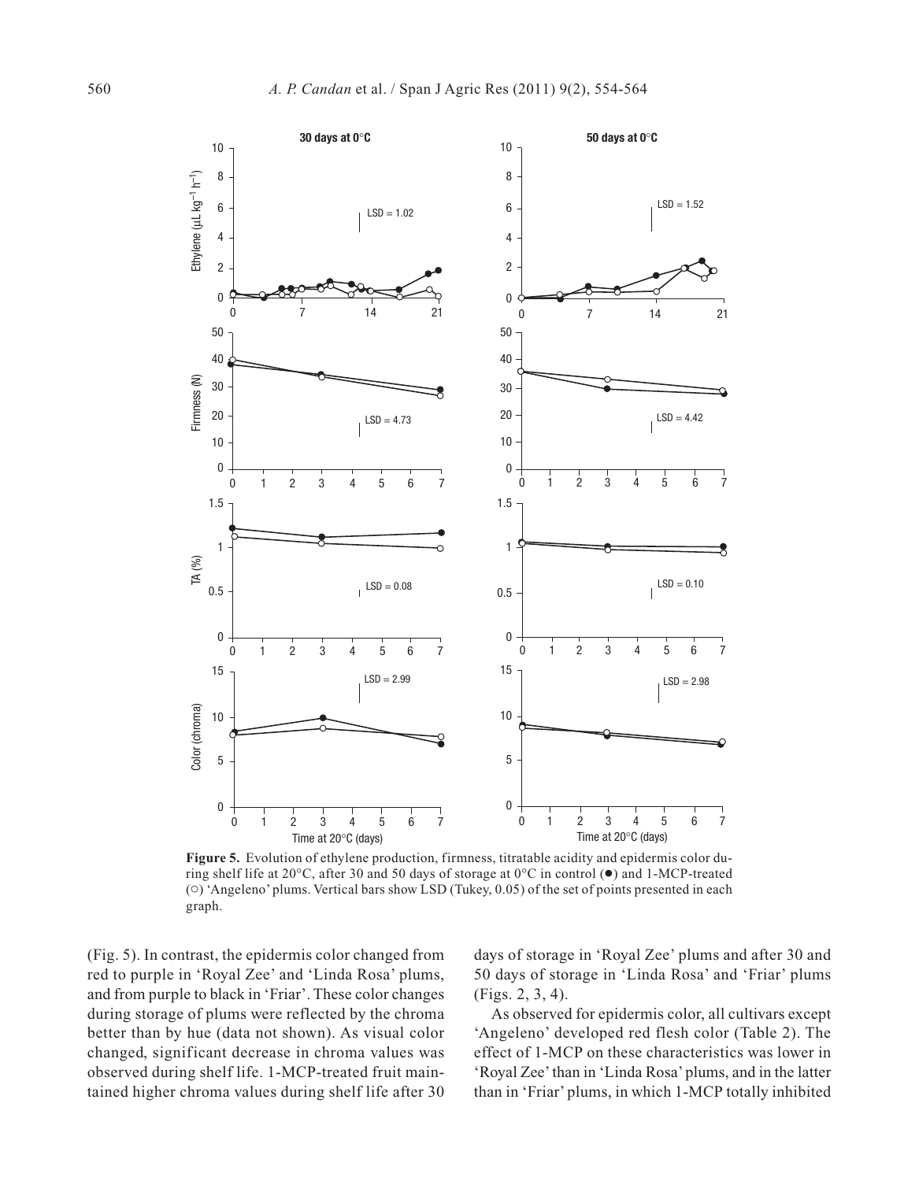**Figure 5.** Evolution of ethylene production, firmness, titratable acidity and epidermis color during shelf life at 20°C, after 30 and 50 days of storage at 0°C in control (●) and 1-MCP-treated (○) 'Angeleno' plums. Vertical bars show LSD (Tukey, 0.05) of the set of points presented in each graph.

(Fig. 5). In contrast, the epidermis color changed from red to purple in 'Royal Zee' and 'Linda Rosa' plums, and from purple to black in 'Friar'. These color changes during storage of plums were reflected by the chroma better than by hue (data not shown). As visual color changed, significant decrease in chroma values was observed during shelf life. 1-MCP-treated fruit maintained higher chroma values during shelf life after 30 days of storage in 'Royal Zee' plums and after 30 and 50 days of storage in 'Linda Rosa' and 'Friar' plums (Figs. 2, 3, 4).

As observed for epidermis color, all cultivars except 'Angeleno' developed red flesh color (Table 2). The effect of 1-MCP on these characteristics was lower in 'Royal Zee' than in 'Linda Rosa' plums, and in the latter than in 'Friar' plums, in which 1-MCP totally inhibited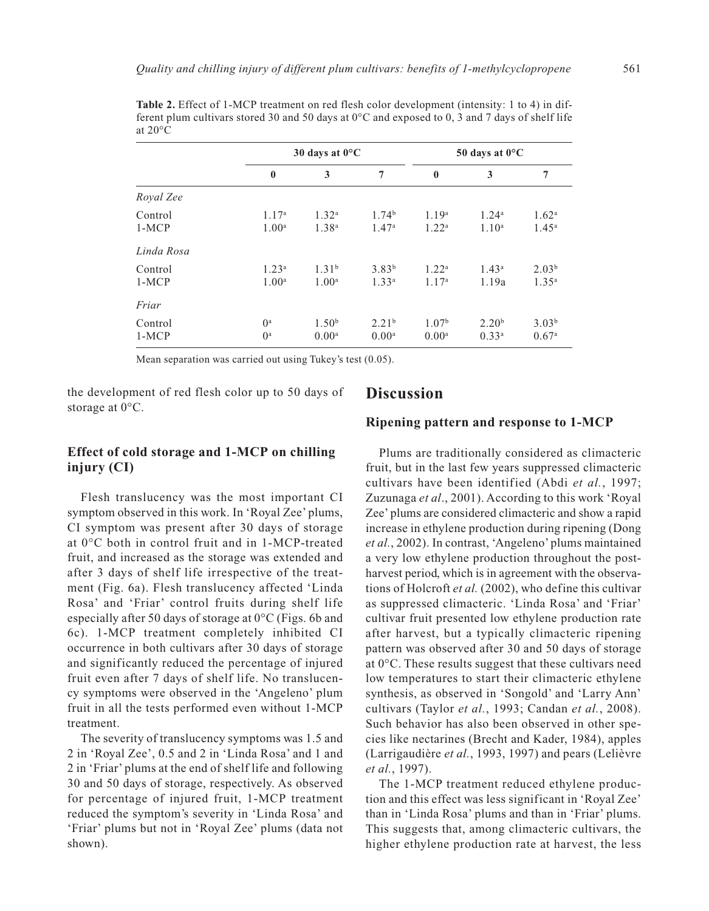**Table 2.** Effect of 1-MCP treatment on red flesh color development (intensity: 1 to 4) in different plum cultivars stored 30 and 50 days at 0°C and exposed to 0, 3 and 7 days of shelf life at 20°C

| | 30 days at 0°C | | | 50 days at 0°C | | |
|---|---|---|---|---|---|---|
| | **0** | **3** | **7** | **0** | **3** | **7** |
| *Royal Zee* | | | | | | |
| Control | 1.17[a] | 1.32[a] | 1.74[b] | 1.19[a] | 1.24[a] | 1.62[a] |
| 1-MCP | 1.00[a] | 1.38[a] | 1.47[a] | 1.22[a] | 1.10[a] | 1.45[a] |
| *Linda Rosa* | | | | | | |
| Control | 1.23[a] | 1.31[b] | 3.83[b] | 1.22[a] | 1.43[a] | 2.03[b] |
| 1-MCP | 1.00[a] | 1.00[a] | 1.33[a] | 1.17[a] | 1.19a | 1.35[a] |
| *Friar* | | | | | | |
| Control | 0[a] | 1.50[b] | 2.21[b] | 1.07[b] | 2.20[b] | 3.03[b] |
| 1-MCP | 0[a] | 0.00[a] | 0.00[a] | 0.00[a] | 0.33[a] | 0.67[a] |

Mean separation was carried out using Tukey's test (0.05).

the development of red flesh color up to 50 days of storage at 0°C.

### Effect of cold storage and 1-MCP on chilling injury (CI)

Flesh translucency was the most important CI symptom observed in this work. In 'Royal Zee' plums, CI symptom was present after 30 days of storage at 0°C both in control fruit and in 1-MCP-treated fruit, and increased as the storage was extended and after 3 days of shelf life irrespective of the treatment (Fig. 6a). Flesh translucency affected 'Linda Rosa' and 'Friar' control fruits during shelf life especially after 50 days of storage at 0°C (Figs. 6b and 6c). 1-MCP treatment completely inhibited CI occurrence in both cultivars after 30 days of storage and significantly reduced the percentage of injured fruit even after 7 days of shelf life. No translucency symptoms were observed in the 'Angeleno' plum fruit in all the tests performed even without 1-MCP treatment.

The severity of translucency symptoms was 1.5 and 2 in 'Royal Zee', 0.5 and 2 in 'Linda Rosa' and 1 and 2 in 'Friar' plums at the end of shelf life and following 30 and 50 days of storage, respectively. As observed for percentage of injured fruit, 1-MCP treatment reduced the symptom's severity in 'Linda Rosa' and 'Friar' plums but not in 'Royal Zee' plums (data not shown).

## Discussion

### Ripening pattern and response to 1-MCP

Plums are traditionally considered as climacteric fruit, but in the last few years suppressed climacteric cultivars have been identified (Abdi *et al.*, 1997; Zuzunaga *et al*., 2001). According to this work 'Royal Zee' plums are considered climacteric and show a rapid increase in ethylene production during ripening (Dong *et al.*, 2002). In contrast, 'Angeleno' plums maintained a very low ethylene production throughout the postharvest period, which is in agreement with the observations of Holcroft *et al.* (2002), who define this cultivar as suppressed climacteric. 'Linda Rosa' and 'Friar' cultivar fruit presented low ethylene production rate after harvest, but a typically climacteric ripening pattern was observed after 30 and 50 days of storage at 0°C. These results suggest that these cultivars need low temperatures to start their climacteric ethylene synthesis, as observed in 'Songold' and 'Larry Ann' cultivars (Taylor *et al.*, 1993; Candan *et al.*, 2008). Such behavior has also been observed in other species like nectarines (Brecht and Kader, 1984), apples (Larrigaudière *et al.*, 1993, 1997) and pears (Lelièvre *et al.*, 1997).

The 1-MCP treatment reduced ethylene production and this effect was less significant in 'Royal Zee' than in 'Linda Rosa' plums and than in 'Friar' plums. This suggests that, among climacteric cultivars, the higher ethylene production rate at harvest, the less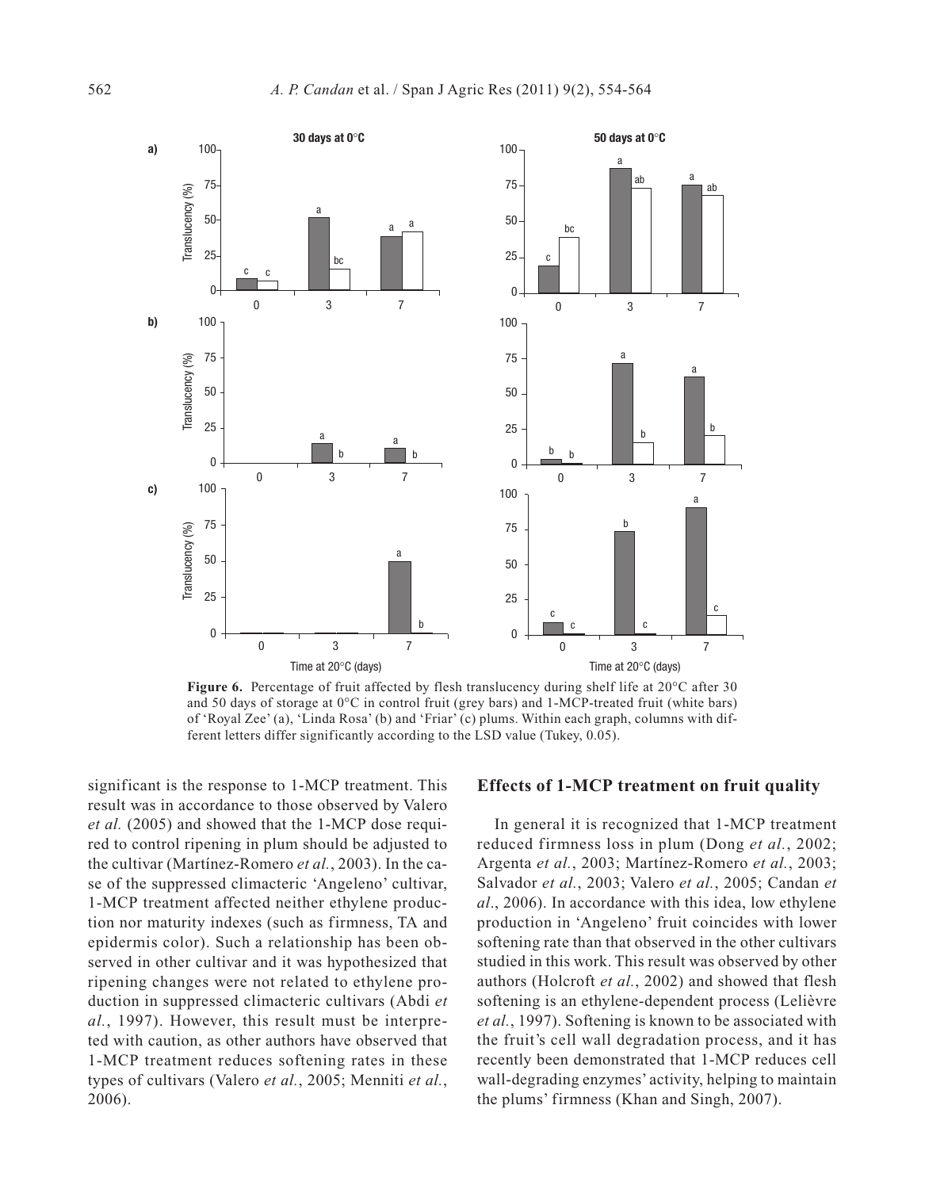**Figure 6.** Percentage of fruit affected by flesh translucency during shelf life at 20°C after 30 and 50 days of storage at 0°C in control fruit (grey bars) and 1-MCP-treated fruit (white bars) of 'Royal Zee' (a), 'Linda Rosa' (b) and 'Friar' (c) plums. Within each graph, columns with different letters differ significantly according to the LSD value (Tukey, 0.05).

significant is the response to 1-MCP treatment. This result was in accordance to those observed by Valero *et al.* (2005) and showed that the 1-MCP dose required to control ripening in plum should be adjusted to the cultivar (Martínez-Romero *et al.*, 2003). In the case of the suppressed climacteric 'Angeleno' cultivar, 1-MCP treatment affected neither ethylene production nor maturity indexes (such as firmness, TA and epidermis color). Such a relationship has been observed in other cultivar and it was hypothesized that ripening changes were not related to ethylene production in suppressed climacteric cultivars (Abdi *et al.*, 1997). However, this result must be interpreted with caution, as other authors have observed that 1-MCP treatment reduces softening rates in these types of cultivars (Valero *et al.*, 2005; Menniti *et al.*, 2006).

## Effects of 1-MCP treatment on fruit quality

In general it is recognized that 1-MCP treatment reduced firmness loss in plum (Dong *et al.*, 2002; Argenta *et al.*, 2003; Martínez-Romero *et al.*, 2003; Salvador *et al.*, 2003; Valero *et al.*, 2005; Candan *et al.*, 2006). In accordance with this idea, low ethylene production in 'Angeleno' fruit coincides with lower softening rate than that observed in the other cultivars studied in this work. This result was observed by other authors (Holcroft *et al.*, 2002) and showed that flesh softening is an ethylene-dependent process (Lelièvre *et al.*, 1997). Softening is known to be associated with the fruit's cell wall degradation process, and it has recently been demonstrated that 1-MCP reduces cell wall-degrading enzymes' activity, helping to maintain the plums' firmness (Khan and Singh, 2007).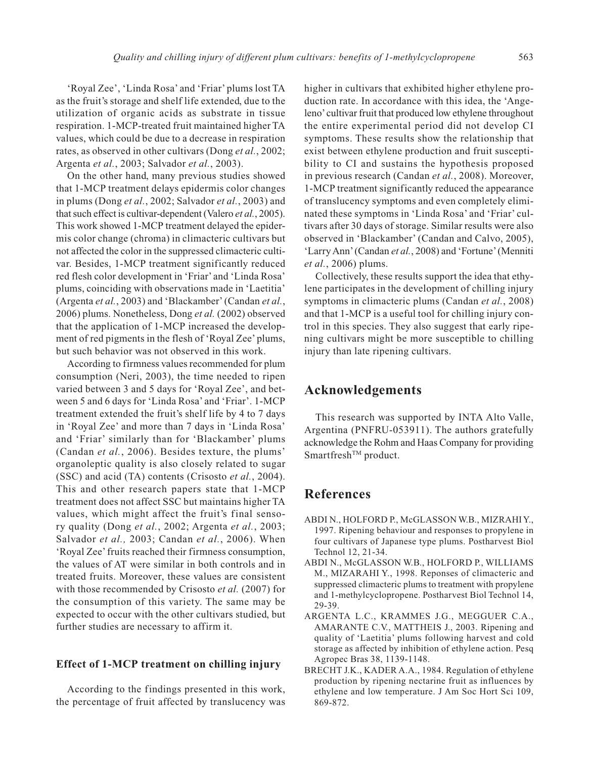'Royal Zee', 'Linda Rosa' and 'Friar' plums lost TA as the fruit's storage and shelf life extended, due to the utilization of organic acids as substrate in tissue respiration. 1-MCP-treated fruit maintained higher TA values, which could be due to a decrease in respiration rates, as observed in other cultivars (Dong *et al.*, 2002; Argenta *et al.*, 2003; Salvador *et al.*, 2003).

On the other hand, many previous studies showed that 1-MCP treatment delays epidermis color changes in plums (Dong *et al.*, 2002; Salvador *et al.*, 2003) and that such effect is cultivar-dependent (Valero *et al.*, 2005). This work showed 1-MCP treatment delayed the epidermis color change (chroma) in climacteric cultivars but not affected the color in the suppressed climacteric cultivar. Besides, 1-MCP treatment significantly reduced red flesh color development in 'Friar' and 'Linda Rosa' plums, coinciding with observations made in 'Laetitia' (Argenta *et al.*, 2003) and 'Blackamber' (Candan *et al.*, 2006) plums. Nonetheless, Dong *et al.* (2002) observed that the application of 1-MCP increased the development of red pigments in the flesh of 'Royal Zee' plums, but such behavior was not observed in this work.

According to firmness values recommended for plum consumption (Neri, 2003), the time needed to ripen varied between 3 and 5 days for 'Royal Zee', and between 5 and 6 days for 'Linda Rosa' and 'Friar'. 1-MCP treatment extended the fruit's shelf life by 4 to 7 days in 'Royal Zee' and more than 7 days in 'Linda Rosa' and 'Friar' similarly than for 'Blackamber' plums (Candan *et al.*, 2006). Besides texture, the plums' organoleptic quality is also closely related to sugar (SSC) and acid (TA) contents (Crisosto *et al.*, 2004). This and other research papers state that 1-MCP treatment does not affect SSC but maintains higher TA values, which might affect the fruit's final sensory quality (Dong *et al.*, 2002; Argenta *et al.*, 2003; Salvador *et al.,* 2003; Candan *et al.*, 2006). When 'Royal Zee' fruits reached their firmness consumption, the values of AT were similar in both controls and in treated fruits. Moreover, these values are consistent with those recommended by Crisosto *et al.* (2007) for the consumption of this variety. The same may be expected to occur with the other cultivars studied, but further studies are necessary to affirm it.

### Effect of 1-MCP treatment on chilling injury

According to the findings presented in this work, the percentage of fruit affected by translucency was higher in cultivars that exhibited higher ethylene production rate. In accordance with this idea, the 'Angeleno' cultivar fruit that produced low ethylene throughout the entire experimental period did not develop CI symptoms. These results show the relationship that exist between ethylene production and fruit susceptibility to CI and sustains the hypothesis proposed in previous research (Candan *et al.*, 2008). Moreover, 1-MCP treatment significantly reduced the appearance of translucency symptoms and even completely eliminated these symptoms in 'Linda Rosa' and 'Friar' cultivars after 30 days of storage. Similar results were also observed in 'Blackamber' (Candan and Calvo, 2005), 'Larry Ann' (Candan *et al.*, 2008) and 'Fortune' (Menniti *et al.*, 2006) plums.

Collectively, these results support the idea that ethylene participates in the development of chilling injury symptoms in climacteric plums (Candan *et al.*, 2008) and that 1-MCP is a useful tool for chilling injury control in this species. They also suggest that early ripening cultivars might be more susceptible to chilling injury than late ripening cultivars.

## Acknowledgements

This research was supported by INTA Alto Valle, Argentina (PNFRU-053911). The authors gratefully acknowledge the Rohm and Haas Company for providing Smartfresh™ product.

## References

ABDI N., HOLFORD P., McGLASSON W.B., MIZRAHI Y., 1997. Ripening behaviour and responses to propylene in four cultivars of Japanese type plums. Postharvest Biol Technol 12, 21-34.

ABDI N., McGLASSON W.B., HOLFORD P., WILLIAMS M., MIZARAHI Y., 1998. Reponses of climacteric and suppressed climacteric plums to treatment with propylene and 1-methylcyclopropene. Postharvest Biol Technol 14, 29-39.

ARGENTA L.C., KRAMMES J.G., MEGGUER C.A., AMARANTE C.V., MATTHEIS J., 2003. Ripening and quality of 'Laetitia' plums following harvest and cold storage as affected by inhibition of ethylene action. Pesq Agropec Bras 38, 1139-1148.

BRECHT J.K., KADER A.A., 1984. Regulation of ethylene production by ripening nectarine fruit as influences by ethylene and low temperature. J Am Soc Hort Sci 109, 869-872.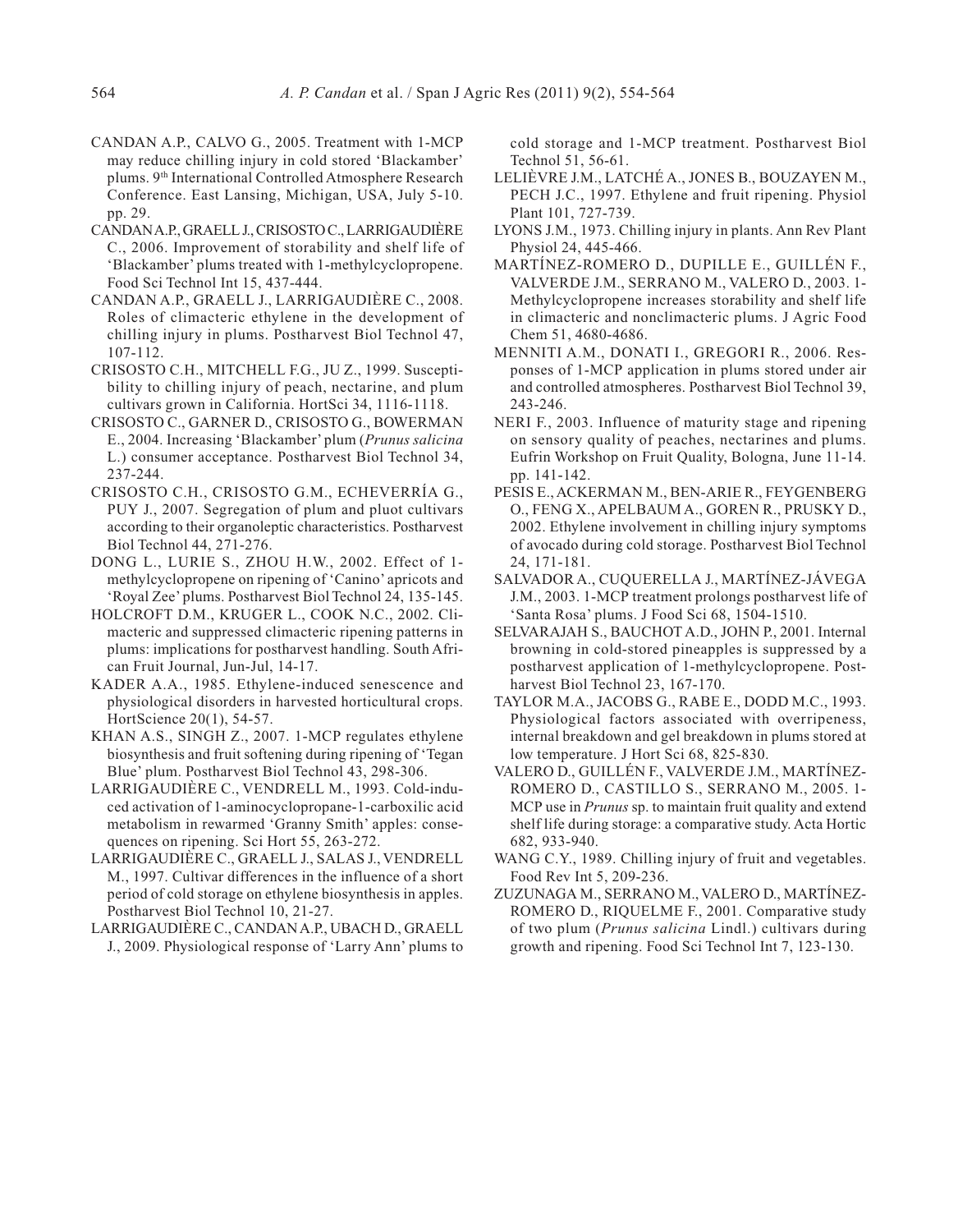CANDAN A.P., CALVO G., 2005. Treatment with 1-MCP may reduce chilling injury in cold stored 'Blackamber' plums. 9th International Controlled Atmosphere Research Conference. East Lansing, Michigan, USA, July 5-10. pp. 29.

CANDAN A.P., GRAELL J., CRISOSTO C., LARRIGAUDIÈRE C., 2006. Improvement of storability and shelf life of 'Blackamber' plums treated with 1-methylcyclopropene. Food Sci Technol Int 15, 437-444.

CANDAN A.P., GRAELL J., LARRIGAUDIÈRE C., 2008. Roles of climacteric ethylene in the development of chilling injury in plums. Postharvest Biol Technol 47, 107-112.

CRISOSTO C.H., MITCHELL F.G., JU Z., 1999. Susceptibility to chilling injury of peach, nectarine, and plum cultivars grown in California. HortSci 34, 1116-1118.

CRISOSTO C., GARNER D., CRISOSTO G., BOWERMAN E., 2004. Increasing 'Blackamber' plum (*Prunus salicina* L.) consumer acceptance. Postharvest Biol Technol 34, 237-244.

CRISOSTO C.H., CRISOSTO G.M., ECHEVERRÍA G., PUY J., 2007. Segregation of plum and pluot cultivars according to their organoleptic characteristics. Postharvest Biol Technol 44, 271-276.

DONG L., LURIE S., ZHOU H.W., 2002. Effect of 1-methylcyclopropene on ripening of 'Canino' apricots and 'Royal Zee' plums. Postharvest Biol Technol 24, 135-145.

HOLCROFT D.M., KRUGER L., COOK N.C., 2002. Climacteric and suppressed climacteric ripening patterns in plums: implications for postharvest handling. South African Fruit Journal, Jun-Jul, 14-17.

KADER A.A., 1985. Ethylene-induced senescence and physiological disorders in harvested horticultural crops. HortScience 20(1), 54-57.

KHAN A.S., SINGH Z., 2007. 1-MCP regulates ethylene biosynthesis and fruit softening during ripening of 'Tegan Blue' plum. Postharvest Biol Technol 43, 298-306.

LARRIGAUDIÈRE C., VENDRELL M., 1993. Cold-induced activation of 1-aminocyclopropane-1-carboxilic acid metabolism in rewarmed 'Granny Smith' apples: consequences on ripening. Sci Hort 55, 263-272.

LARRIGAUDIÈRE C., GRAELL J., SALAS J., VENDRELL M., 1997. Cultivar differences in the influence of a short period of cold storage on ethylene biosynthesis in apples. Postharvest Biol Technol 10, 21-27.

LARRIGAUDIÈRE C., CANDAN A.P., UBACH D., GRAELL J., 2009. Physiological response of 'Larry Ann' plums to cold storage and 1-MCP treatment. Postharvest Biol Technol 51, 56-61.

LELIÈVRE J.M., LATCHÉ A., JONES B., BOUZAYEN M., PECH J.C., 1997. Ethylene and fruit ripening. Physiol Plant 101, 727-739.

LYONS J.M., 1973. Chilling injury in plants. Ann Rev Plant Physiol 24, 445-466.

MARTÍNEZ-ROMERO D., DUPILLE E., GUILLÉN F., VALVERDE J.M., SERRANO M., VALERO D., 2003. 1-Methylcyclopropene increases storability and shelf life in climacteric and nonclimacteric plums. J Agric Food Chem 51, 4680-4686.

MENNITI A.M., DONATI I., GREGORI R., 2006. Responses of 1-MCP application in plums stored under air and controlled atmospheres. Postharvest Biol Technol 39, 243-246.

NERI F., 2003. Influence of maturity stage and ripening on sensory quality of peaches, nectarines and plums. Eufrin Workshop on Fruit Quality, Bologna, June 11-14. pp. 141-142.

PESIS E., ACKERMAN M., BEN-ARIE R., FEYGENBERG O., FENG X., APELBAUM A., GOREN R., PRUSKY D., 2002. Ethylene involvement in chilling injury symptoms of avocado during cold storage. Postharvest Biol Technol 24, 171-181.

SALVADOR A., CUQUERELLA J., MARTÍNEZ-JÁVEGA J.M., 2003. 1-MCP treatment prolongs postharvest life of 'Santa Rosa' plums. J Food Sci 68, 1504-1510.

SELVARAJAH S., BAUCHOT A.D., JOHN P., 2001. Internal browning in cold-stored pineapples is suppressed by a postharvest application of 1-methylcyclopropene. Postharvest Biol Technol 23, 167-170.

TAYLOR M.A., JACOBS G., RABE E., DODD M.C., 1993. Physiological factors associated with overripeness, internal breakdown and gel breakdown in plums stored at low temperature. J Hort Sci 68, 825-830.

VALERO D., GUILLÉN F., VALVERDE J.M., MARTÍNEZ-ROMERO D., CASTILLO S., SERRANO M., 2005. 1-MCP use in *Prunus* sp. to maintain fruit quality and extend shelf life during storage: a comparative study. Acta Hortic 682, 933-940.

WANG C.Y., 1989. Chilling injury of fruit and vegetables. Food Rev Int 5, 209-236.

ZUZUNAGA M., SERRANO M., VALERO D., MARTÍNEZ-ROMERO D., RIQUELME F., 2001. Comparative study of two plum (*Prunus salicina* Lindl.) cultivars during growth and ripening. Food Sci Technol Int 7, 123-130.